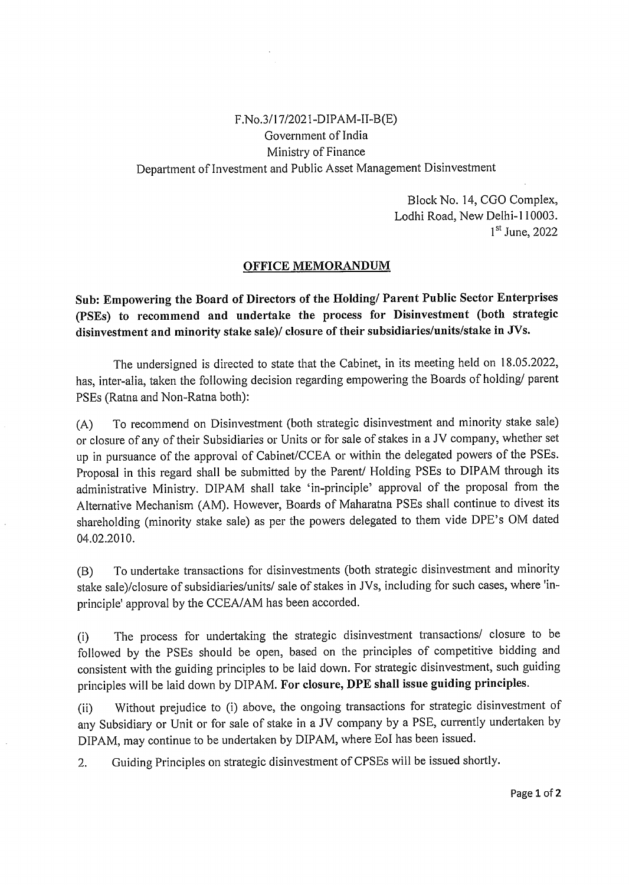F.No.3/17/2021-DIPAM-II-B(E)
Government of India
Ministry of Finance
Department of Investment and Public Asset Management Disinvestment

Block No. 14, CGO Complex,
Lodhi Road, New Delhi-110003.
1st June, 2022

## OFFICE MEMORANDUM

**Sub: Empowering the Board of Directors of the Holding/ Parent Public Sector Enterprises (PSEs) to recommend and undertake the process for Disinvestment (both strategic disinvestment and minority stake sale)/ closure of their subsidiaries/units/stake in JVs.**

The undersigned is directed to state that the Cabinet, in its meeting held on 18.05.2022, has, inter-alia, taken the following decision regarding empowering the Boards of holding/ parent PSEs (Ratna and Non-Ratna both):

(A) To recommend on Disinvestment (both strategic disinvestment and minority stake sale) or closure of any of their Subsidiaries or Units or for sale of stakes in a JV company, whether set up in pursuance of the approval of Cabinet/CCEA or within the delegated powers of the PSEs. Proposal in this regard shall be submitted by the Parent/ Holding PSEs to DIPAM through its administrative Ministry. DIPAM shall take 'in-principle' approval of the proposal from the Alternative Mechanism (AM). However, Boards of Maharatna PSEs shall continue to divest its shareholding (minority stake sale) as per the powers delegated to them vide DPE's OM dated 04.02.2010.

(B) To undertake transactions for disinvestments (both strategic disinvestment and minority stake sale)/closure of subsidiaries/units/ sale of stakes in JVs, including for such cases, where 'in-principle' approval by the CCEA/AM has been accorded.

(i) The process for undertaking the strategic disinvestment transactions/ closure to be followed by the PSEs should be open, based on the principles of competitive bidding and consistent with the guiding principles to be laid down. For strategic disinvestment, such guiding principles will be laid down by DIPAM. **For closure, DPE shall issue guiding principles.**

(ii) Without prejudice to (i) above, the ongoing transactions for strategic disinvestment of any Subsidiary or Unit or for sale of stake in a JV company by a PSE, currently undertaken by DIPAM, may continue to be undertaken by DIPAM, where EoI has been issued.

2. Guiding Principles on strategic disinvestment of CPSEs will be issued shortly.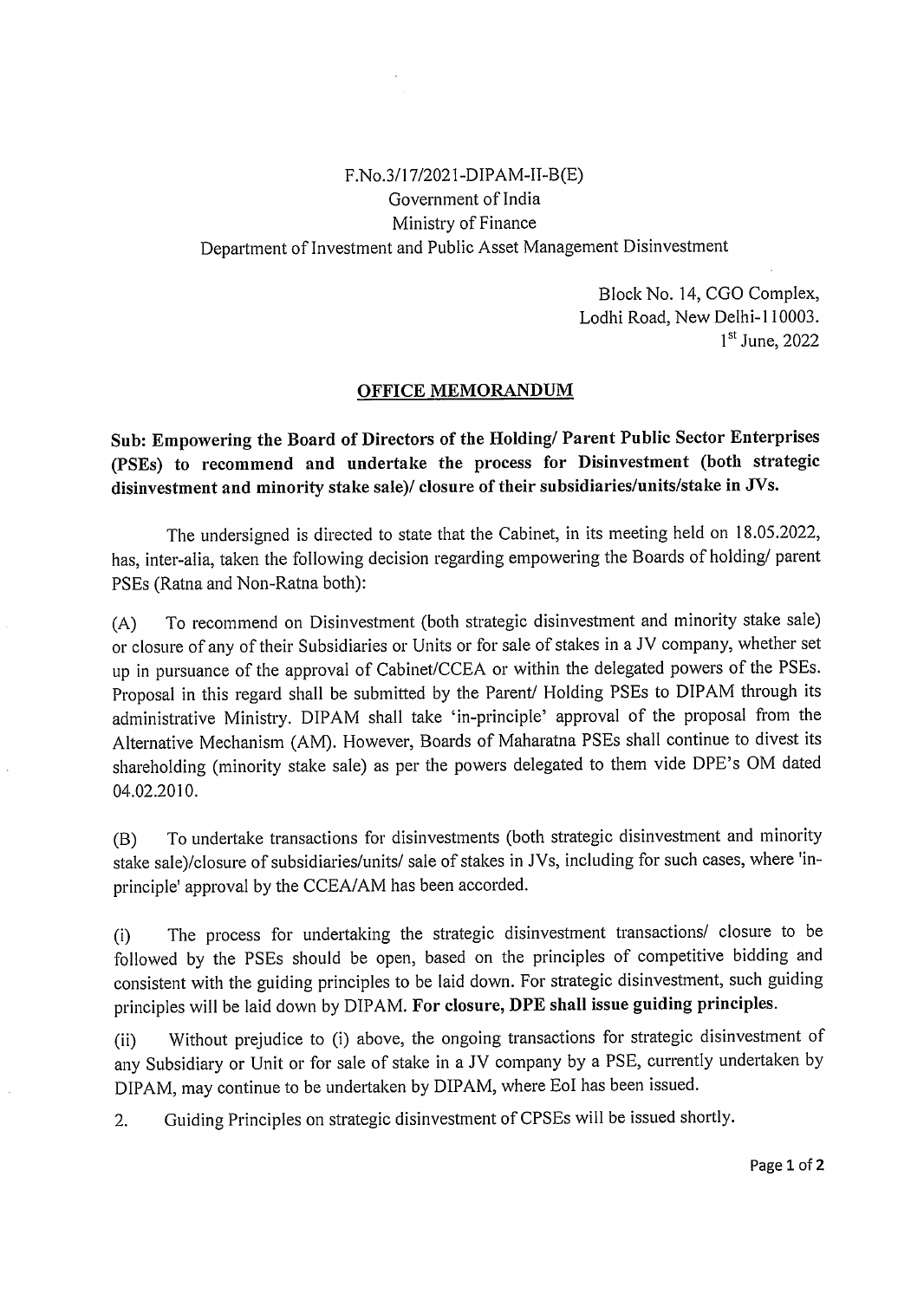F.No.3/17/2021-DIPAM-II-B(E)  
Government of India  
Ministry of Finance  
Department of Investment and Public Asset Management Disinvestment

Block No. 14, CGO Complex,  
Lodhi Road, New Delhi-110003.  
1st June, 2022

## OFFICE MEMORANDUM

**Sub: Empowering the Board of Directors of the Holding/ Parent Public Sector Enterprises (PSEs) to recommend and undertake the process for Disinvestment (both strategic disinvestment and minority stake sale)/ closure of their subsidiaries/units/stake in JVs.**

The undersigned is directed to state that the Cabinet, in its meeting held on 18.05.2022, has, inter-alia, taken the following decision regarding empowering the Boards of holding/ parent PSEs (Ratna and Non-Ratna both):

(A) To recommend on Disinvestment (both strategic disinvestment and minority stake sale) or closure of any of their Subsidiaries or Units or for sale of stakes in a JV company, whether set up in pursuance of the approval of Cabinet/CCEA or within the delegated powers of the PSEs. Proposal in this regard shall be submitted by the Parent/ Holding PSEs to DIPAM through its administrative Ministry. DIPAM shall take 'in-principle' approval of the proposal from the Alternative Mechanism (AM). However, Boards of Maharatna PSEs shall continue to divest its shareholding (minority stake sale) as per the powers delegated to them vide DPE's OM dated 04.02.2010.

(B) To undertake transactions for disinvestments (both strategic disinvestment and minority stake sale)/closure of subsidiaries/units/ sale of stakes in JVs, including for such cases, where 'in-principle' approval by the CCEA/AM has been accorded.

(i) The process for undertaking the strategic disinvestment transactions/ closure to be followed by the PSEs should be open, based on the principles of competitive bidding and consistent with the guiding principles to be laid down. For strategic disinvestment, such guiding principles will be laid down by DIPAM. **For closure, DPE shall issue guiding principles.**

(ii) Without prejudice to (i) above, the ongoing transactions for strategic disinvestment of any Subsidiary or Unit or for sale of stake in a JV company by a PSE, currently undertaken by DIPAM, may continue to be undertaken by DIPAM, where EoI has been issued.

2. Guiding Principles on strategic disinvestment of CPSEs will be issued shortly.